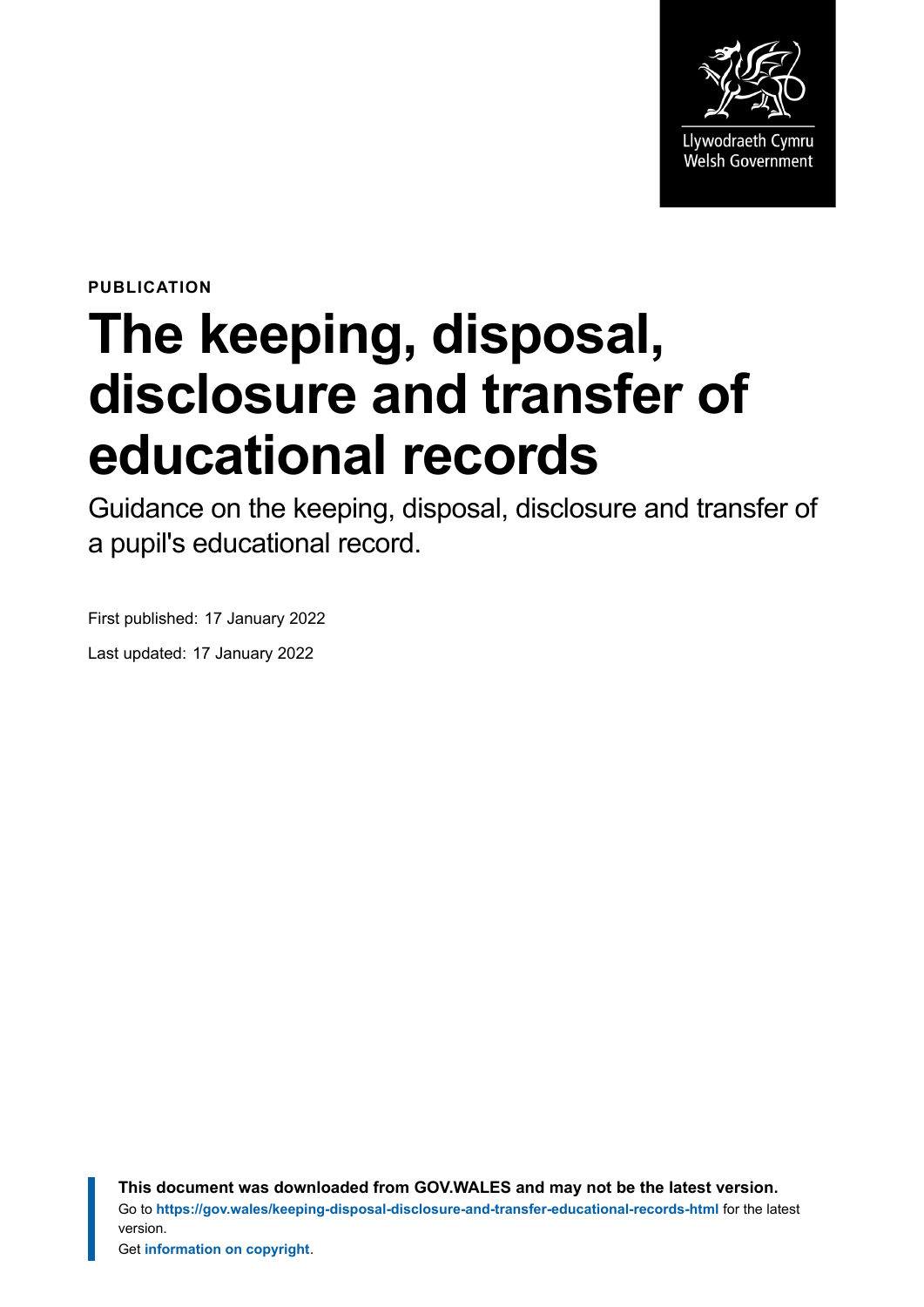Llywodraeth Cymru
Welsh Government

**PUBLICATION**

# The keeping, disposal, disclosure and transfer of educational records

Guidance on the keeping, disposal, disclosure and transfer of a pupil's educational record.

First published: 17 January 2022

Last updated: 17 January 2022

**This document was downloaded from GOV.WALES and may not be the latest version.**
Go to **https://gov.wales/keeping-disposal-disclosure-and-transfer-educational-records-html** for the latest version.
Get **information on copyright**.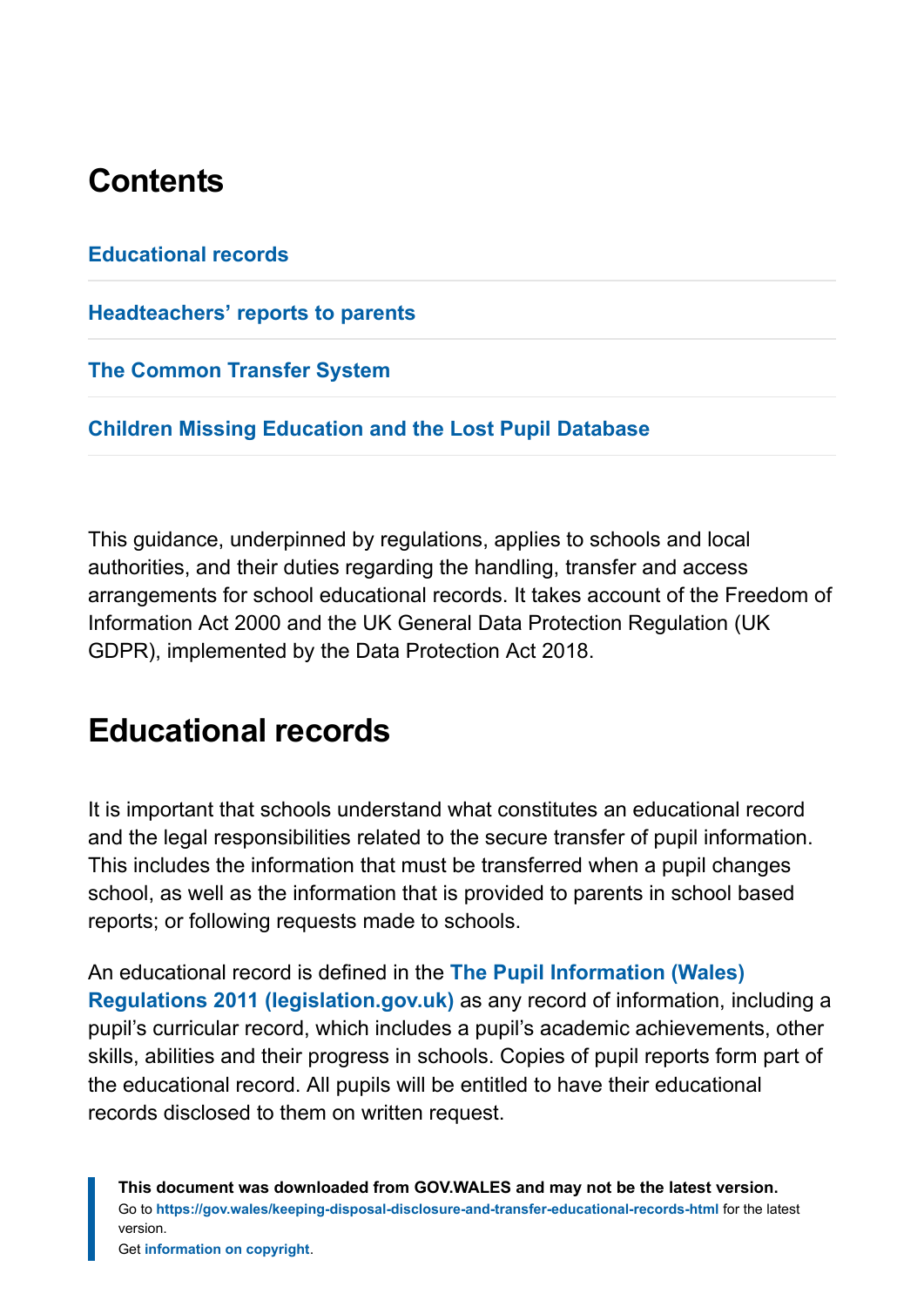## Contents

Educational records

Headteachers' reports to parents

The Common Transfer System

Children Missing Education and the Lost Pupil Database

This guidance, underpinned by regulations, applies to schools and local authorities, and their duties regarding the handling, transfer and access arrangements for school educational records. It takes account of the Freedom of Information Act 2000 and the UK General Data Protection Regulation (UK GDPR), implemented by the Data Protection Act 2018.

## Educational records

It is important that schools understand what constitutes an educational record and the legal responsibilities related to the secure transfer of pupil information. This includes the information that must be transferred when a pupil changes school, as well as the information that is provided to parents in school based reports; or following requests made to schools.

An educational record is defined in the **The Pupil Information (Wales) Regulations 2011 (legislation.gov.uk)** as any record of information, including a pupil's curricular record, which includes a pupil's academic achievements, other skills, abilities and their progress in schools. Copies of pupil reports form part of the educational record. All pupils will be entitled to have their educational records disclosed to them on written request.

**This document was downloaded from GOV.WALES and may not be the latest version.**
Go to https://gov.wales/keeping-disposal-disclosure-and-transfer-educational-records-html for the latest version.
Get information on copyright.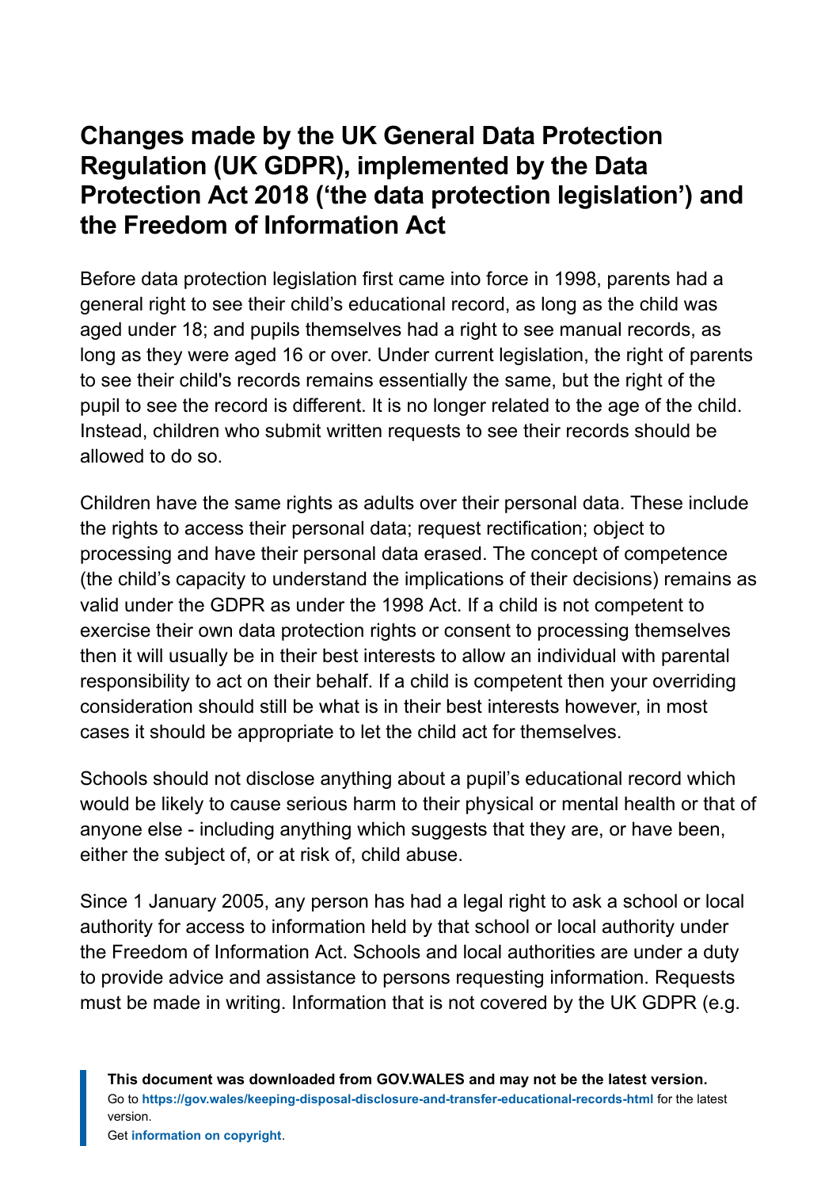## Changes made by the UK General Data Protection Regulation (UK GDPR), implemented by the Data Protection Act 2018 ('the data protection legislation') and the Freedom of Information Act

Before data protection legislation first came into force in 1998, parents had a general right to see their child's educational record, as long as the child was aged under 18; and pupils themselves had a right to see manual records, as long as they were aged 16 or over. Under current legislation, the right of parents to see their child's records remains essentially the same, but the right of the pupil to see the record is different. It is no longer related to the age of the child. Instead, children who submit written requests to see their records should be allowed to do so.

Children have the same rights as adults over their personal data. These include the rights to access their personal data; request rectification; object to processing and have their personal data erased. The concept of competence (the child's capacity to understand the implications of their decisions) remains as valid under the GDPR as under the 1998 Act. If a child is not competent to exercise their own data protection rights or consent to processing themselves then it will usually be in their best interests to allow an individual with parental responsibility to act on their behalf. If a child is competent then your overriding consideration should still be what is in their best interests however, in most cases it should be appropriate to let the child act for themselves.

Schools should not disclose anything about a pupil's educational record which would be likely to cause serious harm to their physical or mental health or that of anyone else - including anything which suggests that they are, or have been, either the subject of, or at risk of, child abuse.

Since 1 January 2005, any person has had a legal right to ask a school or local authority for access to information held by that school or local authority under the Freedom of Information Act. Schools and local authorities are under a duty to provide advice and assistance to persons requesting information. Requests must be made in writing. Information that is not covered by the UK GDPR (e.g.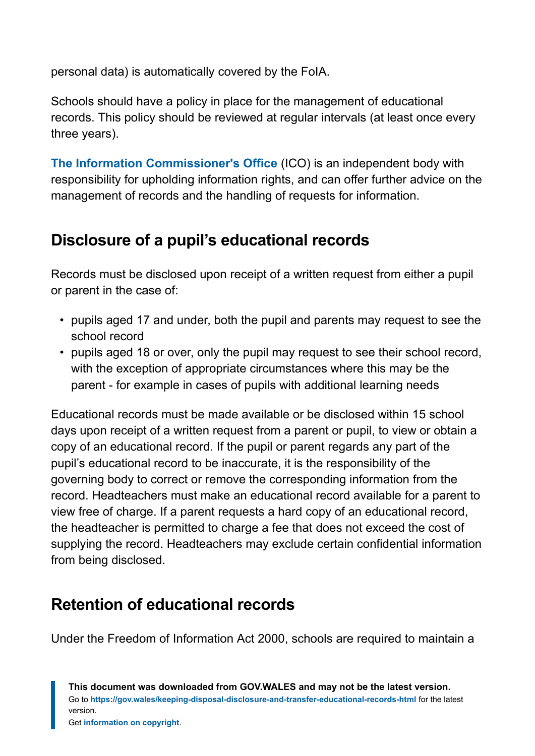personal data) is automatically covered by the FoIA.

Schools should have a policy in place for the management of educational records. This policy should be reviewed at regular intervals (at least once every three years).

**The Information Commissioner's Office** (ICO) is an independent body with responsibility for upholding information rights, and can offer further advice on the management of records and the handling of requests for information.

## Disclosure of a pupil's educational records

Records must be disclosed upon receipt of a written request from either a pupil or parent in the case of:

- pupils aged 17 and under, both the pupil and parents may request to see the school record
- pupils aged 18 or over, only the pupil may request to see their school record, with the exception of appropriate circumstances where this may be the parent - for example in cases of pupils with additional learning needs

Educational records must be made available or be disclosed within 15 school days upon receipt of a written request from a parent or pupil, to view or obtain a copy of an educational record. If the pupil or parent regards any part of the pupil's educational record to be inaccurate, it is the responsibility of the governing body to correct or remove the corresponding information from the record. Headteachers must make an educational record available for a parent to view free of charge. If a parent requests a hard copy of an educational record, the headteacher is permitted to charge a fee that does not exceed the cost of supplying the record. Headteachers may exclude certain confidential information from being disclosed.

## Retention of educational records

Under the Freedom of Information Act 2000, schools are required to maintain a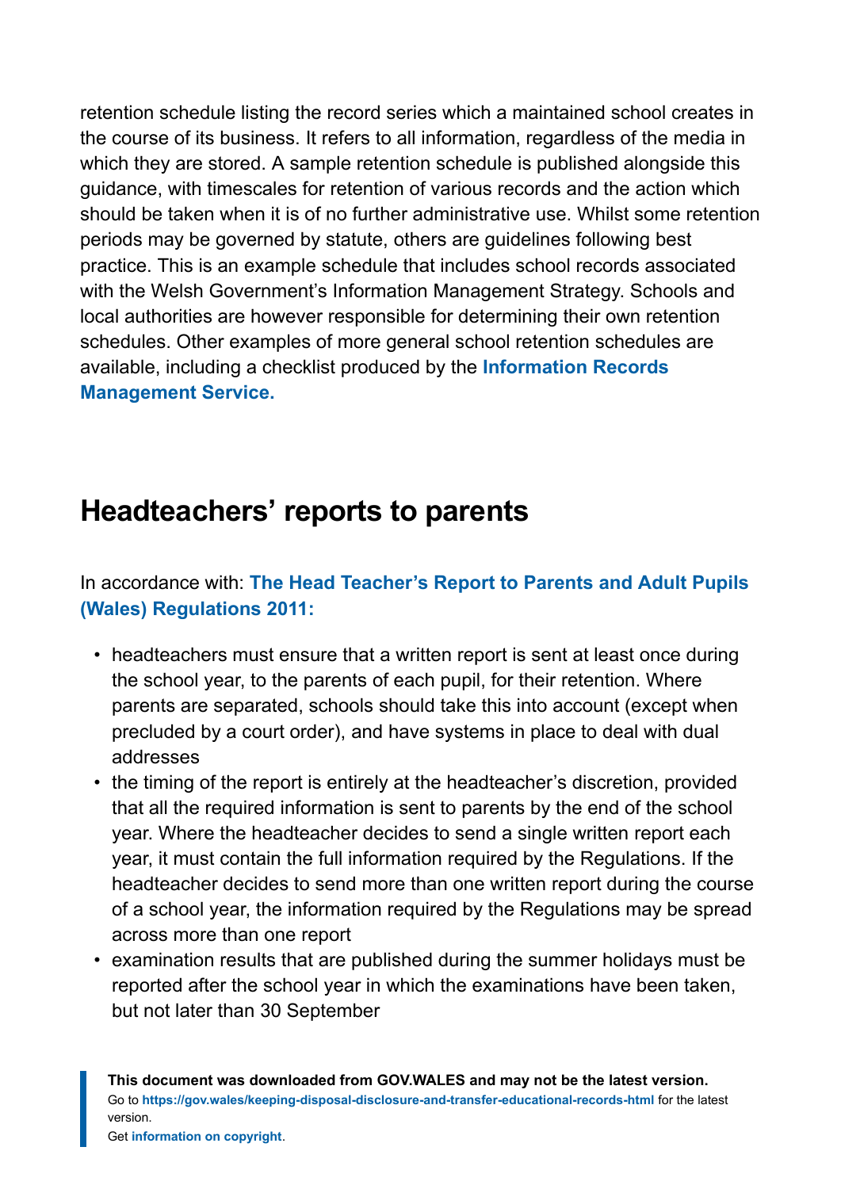retention schedule listing the record series which a maintained school creates in the course of its business. It refers to all information, regardless of the media in which they are stored. A sample retention schedule is published alongside this guidance, with timescales for retention of various records and the action which should be taken when it is of no further administrative use. Whilst some retention periods may be governed by statute, others are guidelines following best practice. This is an example schedule that includes school records associated with the Welsh Government's Information Management Strategy. Schools and local authorities are however responsible for determining their own retention schedules. Other examples of more general school retention schedules are available, including a checklist produced by the **Information Records Management Service.**

## Headteachers' reports to parents

In accordance with: **The Head Teacher's Report to Parents and Adult Pupils (Wales) Regulations 2011:**

- headteachers must ensure that a written report is sent at least once during the school year, to the parents of each pupil, for their retention. Where parents are separated, schools should take this into account (except when precluded by a court order), and have systems in place to deal with dual addresses
- the timing of the report is entirely at the headteacher's discretion, provided that all the required information is sent to parents by the end of the school year. Where the headteacher decides to send a single written report each year, it must contain the full information required by the Regulations. If the headteacher decides to send more than one written report during the course of a school year, the information required by the Regulations may be spread across more than one report
- examination results that are published during the summer holidays must be reported after the school year in which the examinations have been taken, but not later than 30 September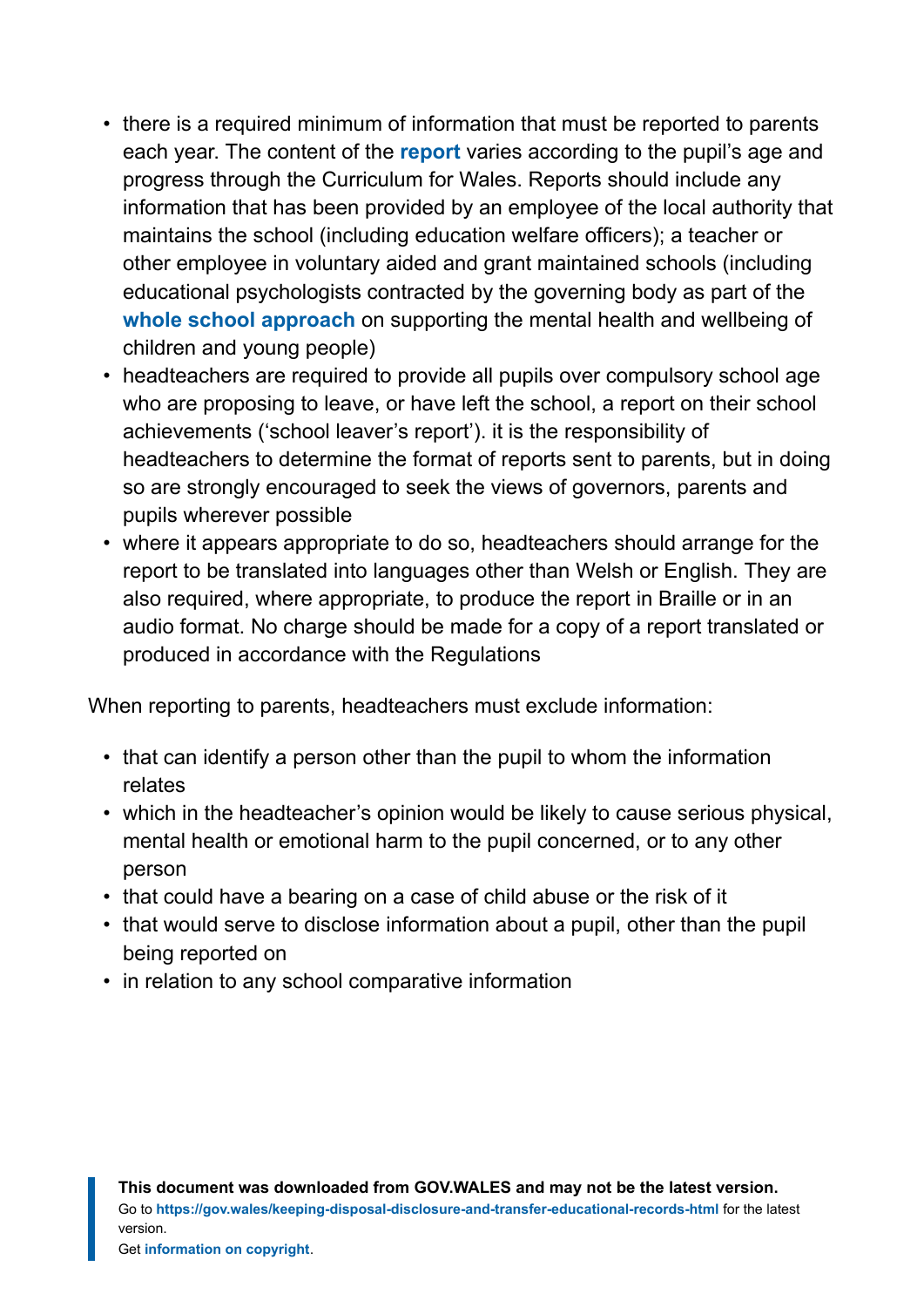- there is a required minimum of information that must be reported to parents each year. The content of the **report** varies according to the pupil's age and progress through the Curriculum for Wales. Reports should include any information that has been provided by an employee of the local authority that maintains the school (including education welfare officers); a teacher or other employee in voluntary aided and grant maintained schools (including educational psychologists contracted by the governing body as part of the **whole school approach** on supporting the mental health and wellbeing of children and young people)
- headteachers are required to provide all pupils over compulsory school age who are proposing to leave, or have left the school, a report on their school achievements ('school leaver's report'). it is the responsibility of headteachers to determine the format of reports sent to parents, but in doing so are strongly encouraged to seek the views of governors, parents and pupils wherever possible
- where it appears appropriate to do so, headteachers should arrange for the report to be translated into languages other than Welsh or English. They are also required, where appropriate, to produce the report in Braille or in an audio format. No charge should be made for a copy of a report translated or produced in accordance with the Regulations

When reporting to parents, headteachers must exclude information:

- that can identify a person other than the pupil to whom the information relates
- which in the headteacher's opinion would be likely to cause serious physical, mental health or emotional harm to the pupil concerned, or to any other person
- that could have a bearing on a case of child abuse or the risk of it
- that would serve to disclose information about a pupil, other than the pupil being reported on
- in relation to any school comparative information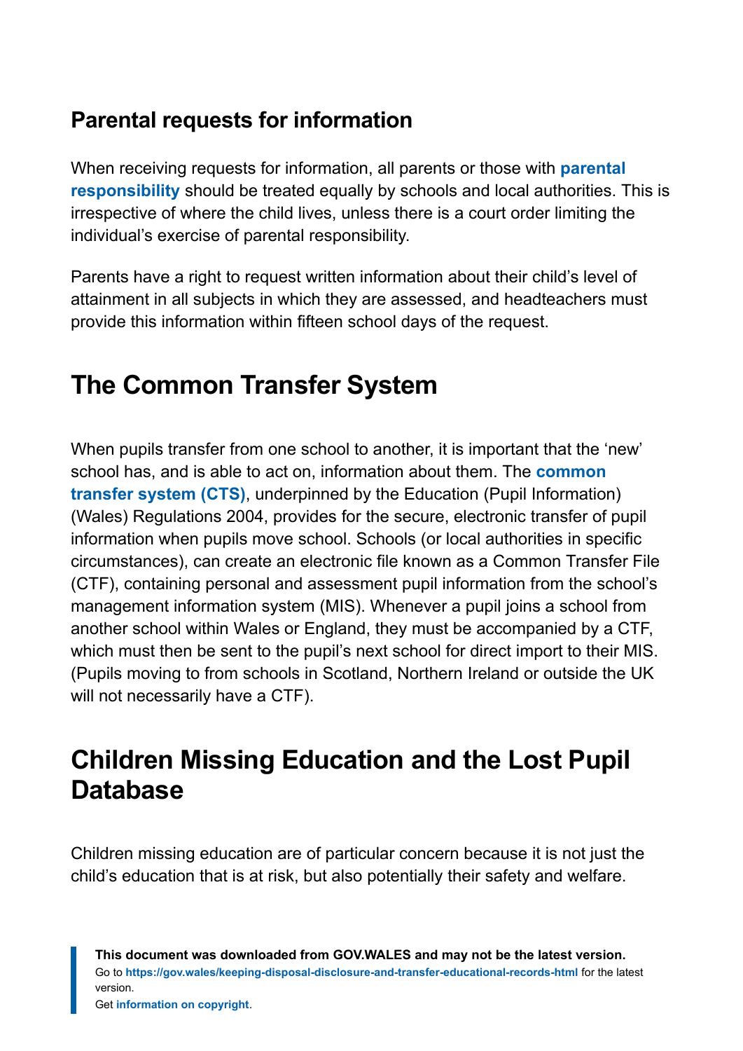### Parental requests for information

When receiving requests for information, all parents or those with **parental responsibility** should be treated equally by schools and local authorities. This is irrespective of where the child lives, unless there is a court order limiting the individual's exercise of parental responsibility.

Parents have a right to request written information about their child's level of attainment in all subjects in which they are assessed, and headteachers must provide this information within fifteen school days of the request.

## The Common Transfer System

When pupils transfer from one school to another, it is important that the 'new' school has, and is able to act on, information about them. The **common transfer system (CTS)**, underpinned by the Education (Pupil Information) (Wales) Regulations 2004, provides for the secure, electronic transfer of pupil information when pupils move school. Schools (or local authorities in specific circumstances), can create an electronic file known as a Common Transfer File (CTF), containing personal and assessment pupil information from the school's management information system (MIS). Whenever a pupil joins a school from another school within Wales or England, they must be accompanied by a CTF, which must then be sent to the pupil's next school for direct import to their MIS. (Pupils moving to from schools in Scotland, Northern Ireland or outside the UK will not necessarily have a CTF).

## Children Missing Education and the Lost Pupil Database

Children missing education are of particular concern because it is not just the child's education that is at risk, but also potentially their safety and welfare.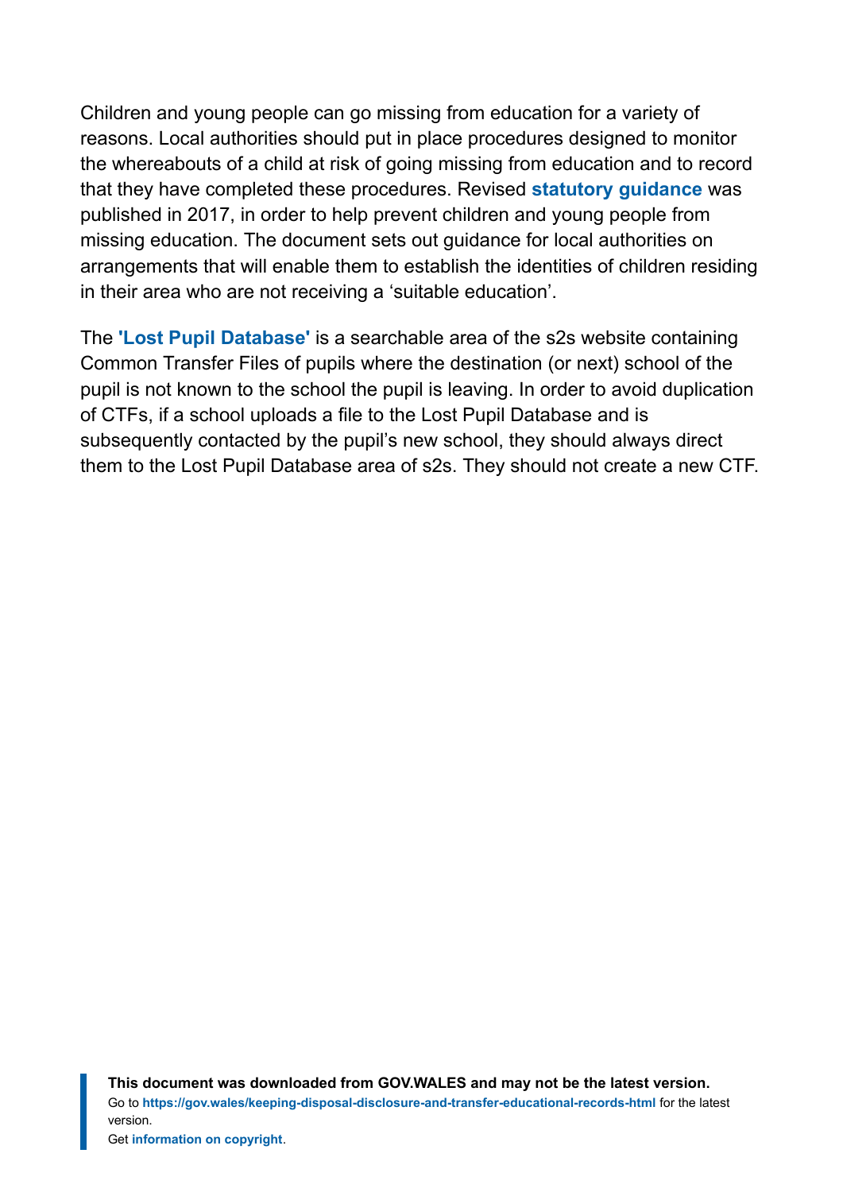Children and young people can go missing from education for a variety of reasons. Local authorities should put in place procedures designed to monitor the whereabouts of a child at risk of going missing from education and to record that they have completed these procedures. Revised **statutory guidance** was published in 2017, in order to help prevent children and young people from missing education. The document sets out guidance for local authorities on arrangements that will enable them to establish the identities of children residing in their area who are not receiving a 'suitable education'.

The **'Lost Pupil Database'** is a searchable area of the s2s website containing Common Transfer Files of pupils where the destination (or next) school of the pupil is not known to the school the pupil is leaving. In order to avoid duplication of CTFs, if a school uploads a file to the Lost Pupil Database and is subsequently contacted by the pupil's new school, they should always direct them to the Lost Pupil Database area of s2s. They should not create a new CTF.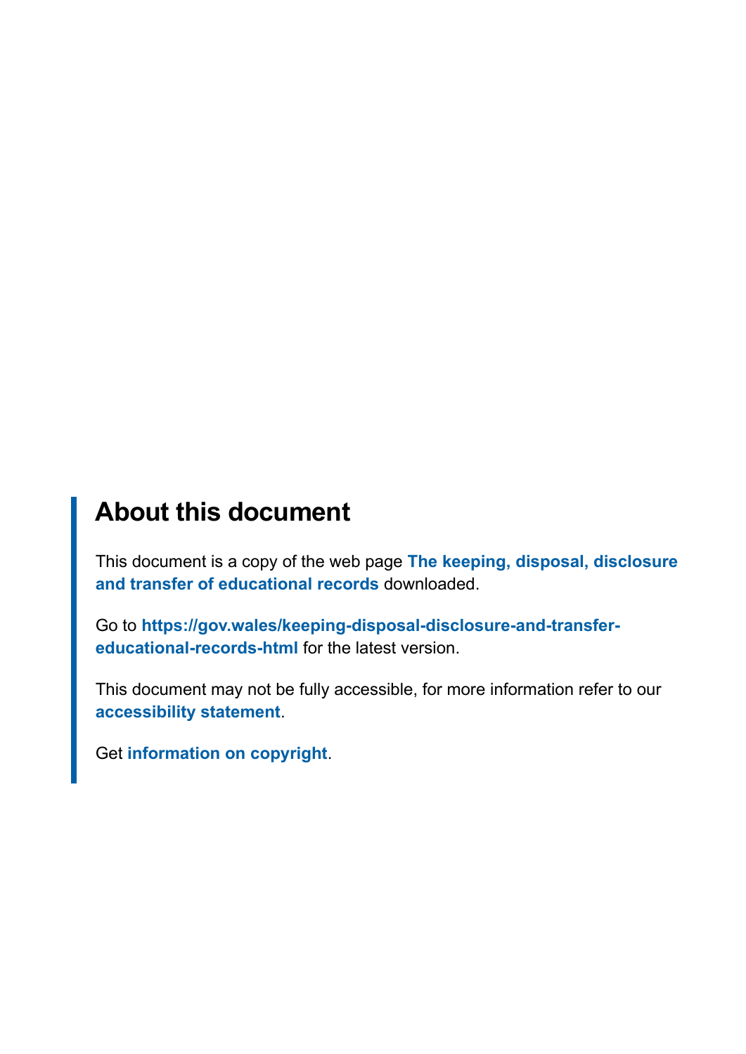## About this document

This document is a copy of the web page **The keeping, disposal, disclosure and transfer of educational records** downloaded.

Go to **https://gov.wales/keeping-disposal-disclosure-and-transfer-educational-records-html** for the latest version.

This document may not be fully accessible, for more information refer to our **accessibility statement**.

Get **information on copyright**.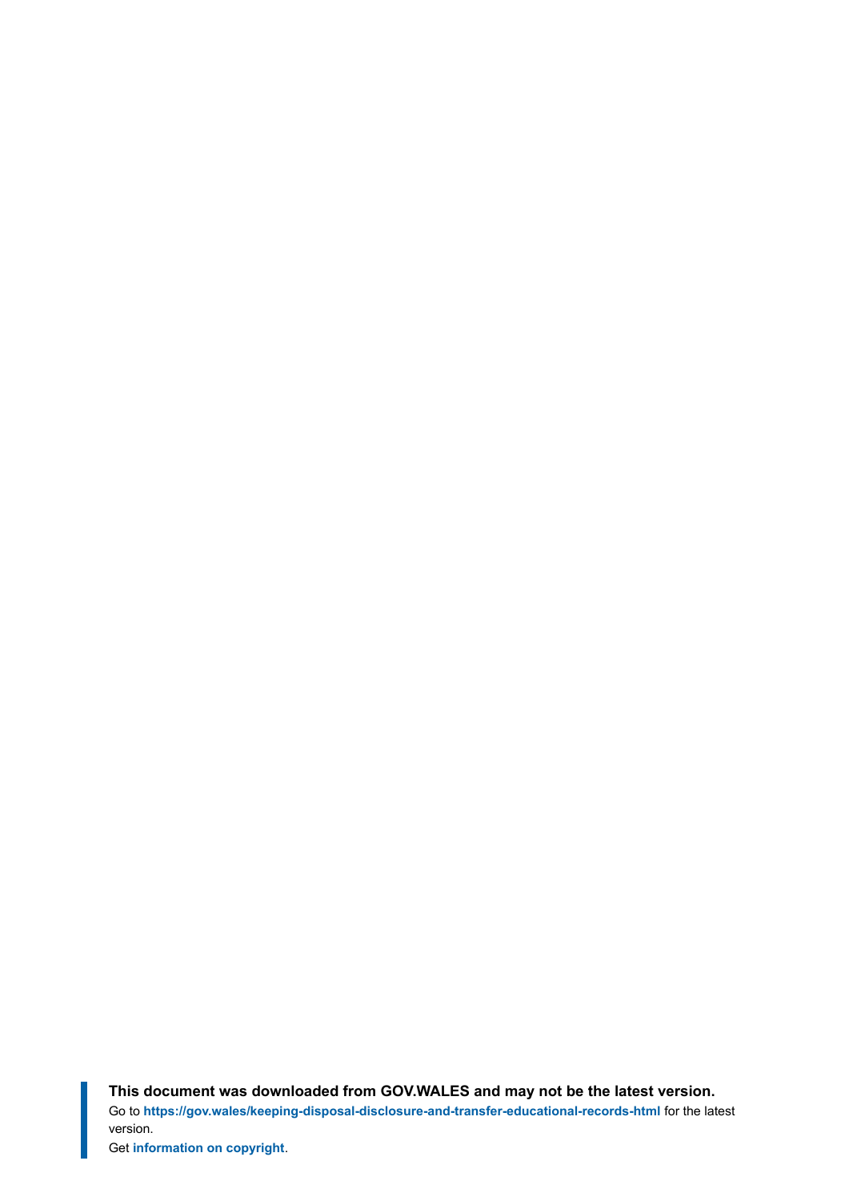**This document was downloaded from GOV.WALES and may not be the latest version.**

Go to **https://gov.wales/keeping-disposal-disclosure-and-transfer-educational-records-html** for the latest version.

Get **information on copyright**.